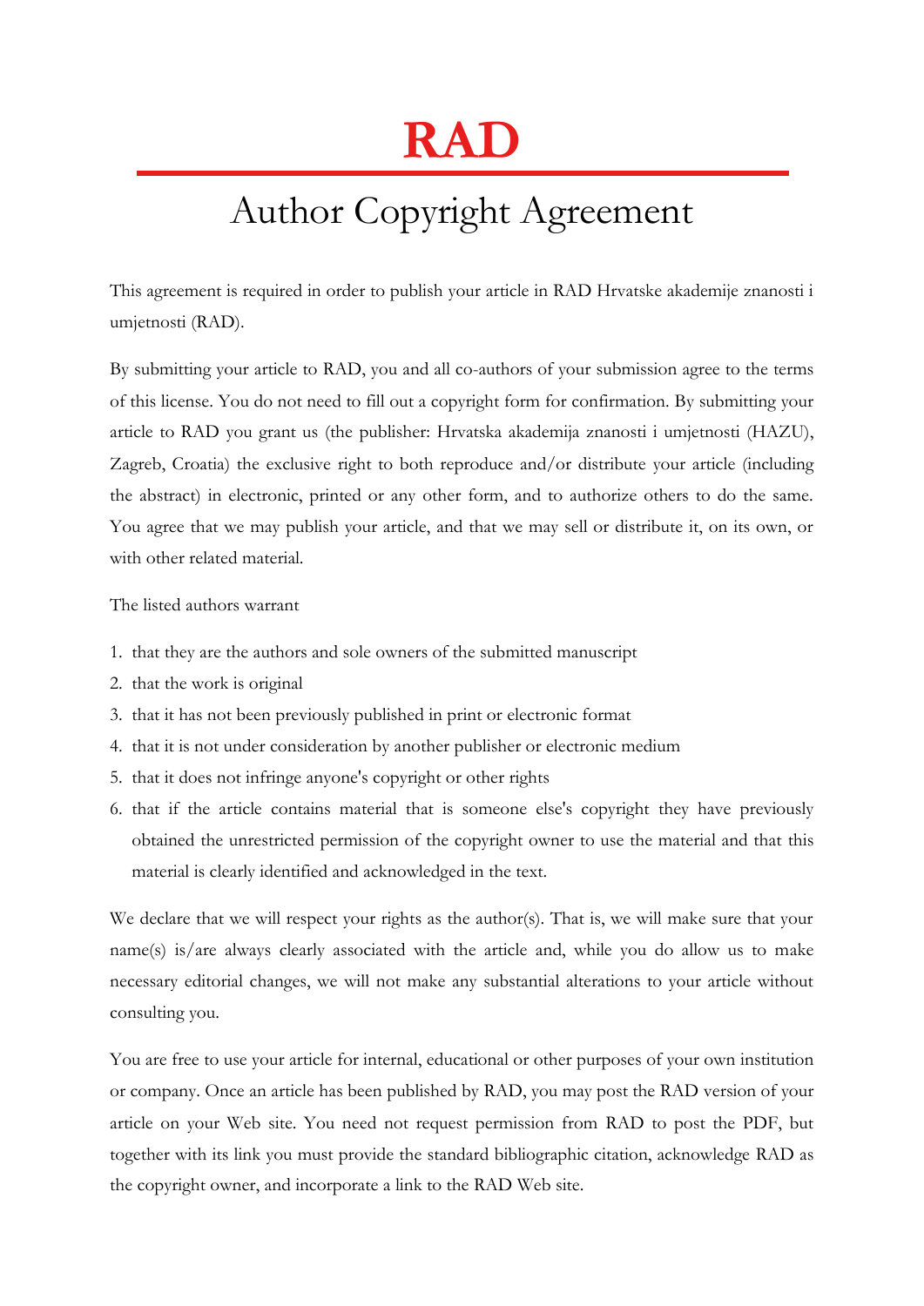# RAD

## Author Copyright Agreement

This agreement is required in order to publish your article in RAD Hrvatske akademije znanosti i umjetnosti (RAD).

By submitting your article to RAD, you and all co-authors of your submission agree to the terms of this license. You do not need to fill out a copyright form for confirmation. By submitting your article to RAD you grant us (the publisher: Hrvatska akademija znanosti i umjetnosti (HAZU), Zagreb, Croatia) the exclusive right to both reproduce and/or distribute your article (including the abstract) in electronic, printed or any other form, and to authorize others to do the same. You agree that we may publish your article, and that we may sell or distribute it, on its own, or with other related material.

The listed authors warrant

1. that they are the authors and sole owners of the submitted manuscript
2. that the work is original
3. that it has not been previously published in print or electronic format
4. that it is not under consideration by another publisher or electronic medium
5. that it does not infringe anyone's copyright or other rights
6. that if the article contains material that is someone else's copyright they have previously obtained the unrestricted permission of the copyright owner to use the material and that this material is clearly identified and acknowledged in the text.

We declare that we will respect your rights as the author(s). That is, we will make sure that your name(s) is/are always clearly associated with the article and, while you do allow us to make necessary editorial changes, we will not make any substantial alterations to your article without consulting you.

You are free to use your article for internal, educational or other purposes of your own institution or company. Once an article has been published by RAD, you may post the RAD version of your article on your Web site. You need not request permission from RAD to post the PDF, but together with its link you must provide the standard bibliographic citation, acknowledge RAD as the copyright owner, and incorporate a link to the RAD Web site.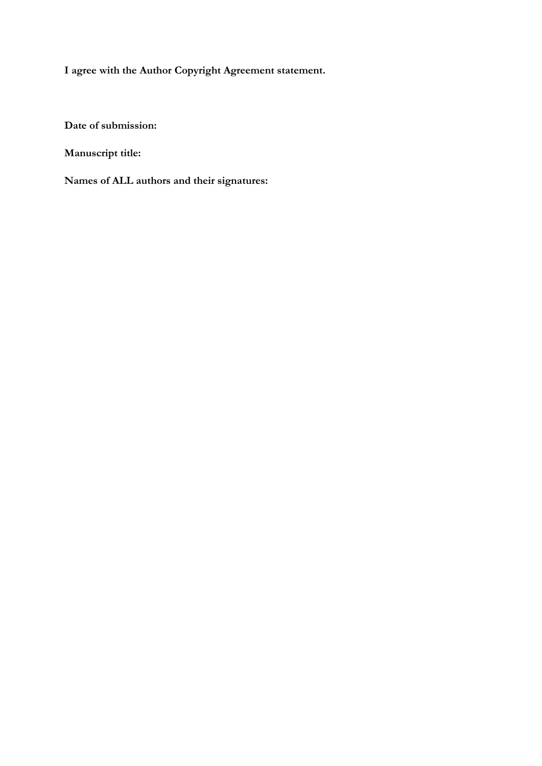**I agree with the Author Copyright Agreement statement.**

**Date of submission:**

**Manuscript title:**

**Names of ALL authors and their signatures:**